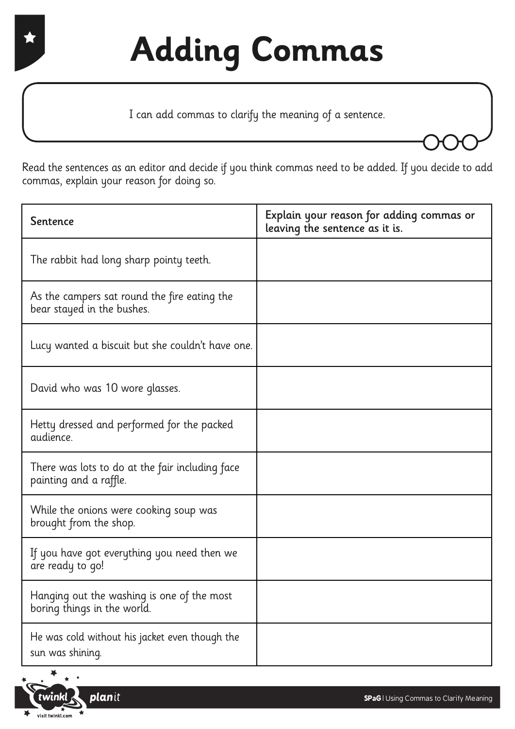# Adding Commas

I can add commas to clarify the meaning of a sentence.

Read the sentences as an editor and decide if you think commas need to be added. If you decide to add commas, explain your reason for doing so.

| Sentence | Explain your reason for adding commas or leaving the sentence as it is. |
|---|---|
| The rabbit had long sharp pointy teeth. | |
| As the campers sat round the fire eating the bear stayed in the bushes. | |
| Lucy wanted a biscuit but she couldn't have one. | |
| David who was 10 wore glasses. | |
| Hetty dressed and performed for the packed audience. | |
| There was lots to do at the fair including face painting and a raffle. | |
| While the onions were cooking soup was brought from the shop. | |
| If you have got everything you need then we are ready to go! | |
| Hanging out the washing is one of the most boring things in the world. | |
| He was cold without his jacket even though the sun was shining. | |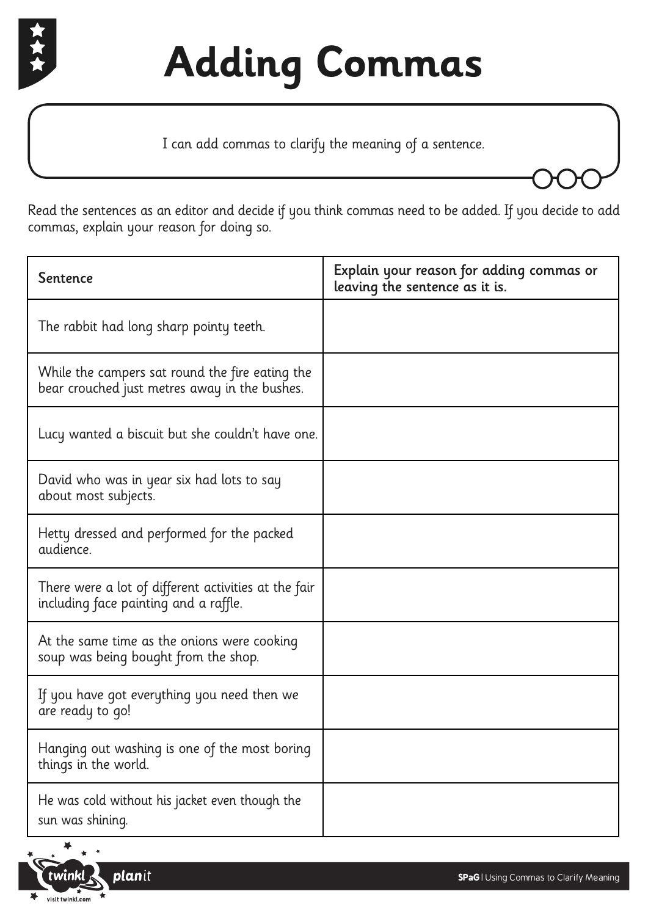# Adding Commas

I can add commas to clarify the meaning of a sentence.

Read the sentences as an editor and decide if you think commas need to be added. If you decide to add commas, explain your reason for doing so.

| Sentence | Explain your reason for adding commas or leaving the sentence as it is. |
|---|---|
| The rabbit had long sharp pointy teeth. | |
| While the campers sat round the fire eating the bear crouched just metres away in the bushes. | |
| Lucy wanted a biscuit but she couldn't have one. | |
| David who was in year six had lots to say about most subjects. | |
| Hetty dressed and performed for the packed audience. | |
| There were a lot of different activities at the fair including face painting and a raffle. | |
| At the same time as the onions were cooking soup was being bought from the shop. | |
| If you have got everything you need then we are ready to go! | |
| Hanging out washing is one of the most boring things in the world. | |
| He was cold without his jacket even though the sun was shining. | |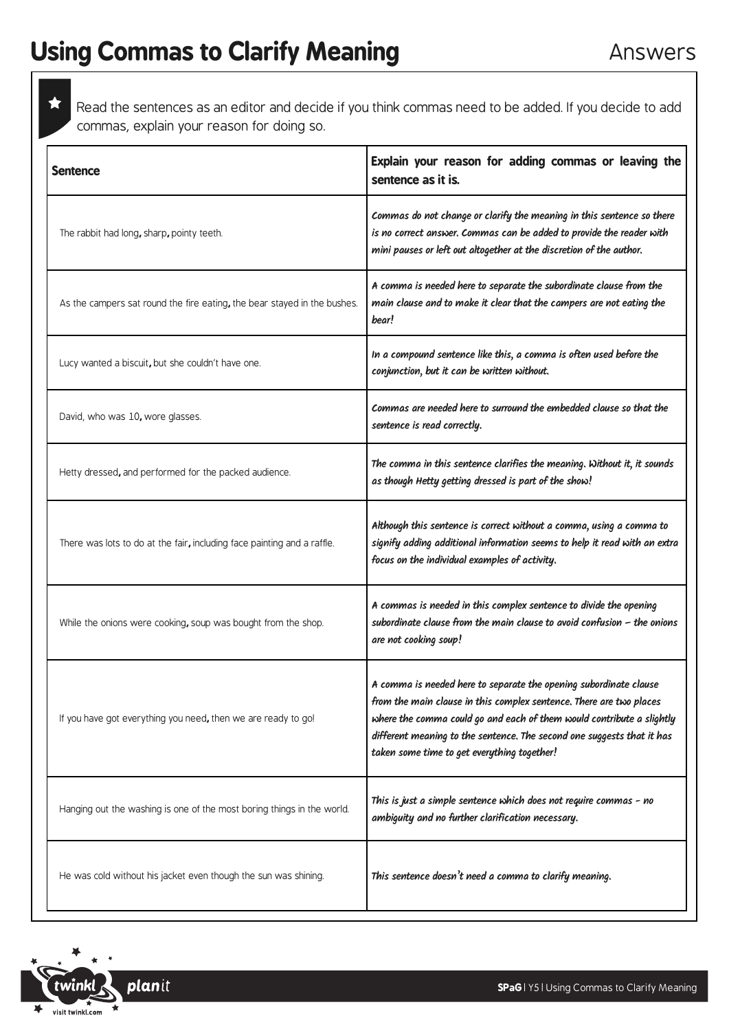# Using Commas to Clarify Meaning

Answers

Read the sentences as an editor and decide if you think commas need to be added. If you decide to add commas, explain your reason for doing so.

| Sentence | Explain your reason for adding commas or leaving the sentence as it is. |
|---|---|
| The rabbit had long, sharp, pointy teeth. | *Commas do not change or clarify the meaning in this sentence so there is no correct answer. Commas can be added to provide the reader with mini pauses or left out altogether at the discretion of the author.* |
| As the campers sat round the fire eating, the bear stayed in the bushes. | *A comma is needed here to separate the subordinate clause from the main clause and to make it clear that the campers are not eating the bear!* |
| Lucy wanted a biscuit, but she couldn't have one. | *In a compound sentence like this, a comma is often used before the conjunction, but it can be written without.* |
| David, who was 10, wore glasses. | *Commas are needed here to surround the embedded clause so that the sentence is read correctly.* |
| Hetty dressed, and performed for the packed audience. | *The comma in this sentence clarifies the meaning. Without it, it sounds as though Hetty getting dressed is part of the show!* |
| There was lots to do at the fair, including face painting and a raffle. | *Although this sentence is correct without a comma, using a comma to signify adding additional information seems to help it read with an extra focus on the individual examples of activity.* |
| While the onions were cooking, soup was bought from the shop. | *A commas is needed in this complex sentence to divide the opening subordinate clause from the main clause to avoid confusion – the onions are not cooking soup!* |
| If you have got everything you need, then we are ready to go! | *A comma is needed here to separate the opening subordinate clause from the main clause in this complex sentence. There are two places where the comma could go and each of them would contribute a slightly different meaning to the sentence. The second one suggests that it has taken some time to get everything together!* |
| Hanging out the washing is one of the most boring things in the world. | *This is just a simple sentence which does not require commas - no ambiguity and no further clarification necessary.* |
| He was cold without his jacket even though the sun was shining. | *This sentence doesn't need a comma to clarify meaning.* |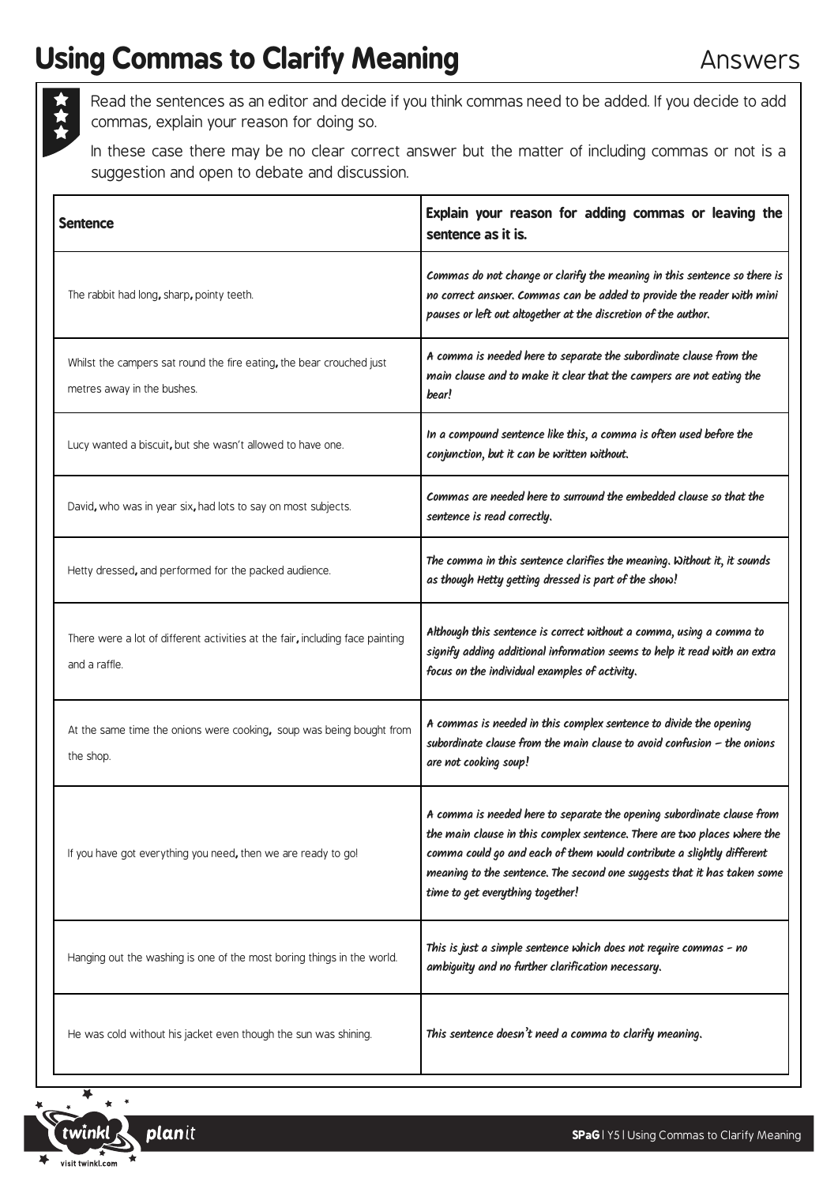# Using Commas to Clarify Meaning

Answers

Read the sentences as an editor and decide if you think commas need to be added. If you decide to add commas, explain your reason for doing so.

In these case there may be no clear correct answer but the matter of including commas or not is a suggestion and open to debate and discussion.

| Sentence | Explain your reason for adding commas or leaving the sentence as it is. |
| --- | --- |
| The rabbit had long, sharp, pointy teeth. | *Commas do not change or clarify the meaning in this sentence so there is no correct answer. Commas can be added to provide the reader with mini pauses or left out altogether at the discretion of the author.* |
| Whilst the campers sat round the fire eating, the bear crouched just metres away in the bushes. | *A comma is needed here to separate the subordinate clause from the main clause and to make it clear that the campers are not eating the bear!* |
| Lucy wanted a biscuit, but she wasn't allowed to have one. | *In a compound sentence like this, a comma is often used before the conjunction, but it can be written without.* |
| David, who was in year six, had lots to say on most subjects. | *Commas are needed here to surround the embedded clause so that the sentence is read correctly.* |
| Hetty dressed, and performed for the packed audience. | *The comma in this sentence clarifies the meaning. Without it, it sounds as though Hetty getting dressed is part of the show!* |
| There were a lot of different activities at the fair, including face painting and a raffle. | *Although this sentence is correct without a comma, using a comma to signify adding additional information seems to help it read with an extra focus on the individual examples of activity.* |
| At the same time the onions were cooking, soup was being bought from the shop. | *A commas is needed in this complex sentence to divide the opening subordinate clause from the main clause to avoid confusion – the onions are not cooking soup!* |
| If you have got everything you need, then we are ready to go! | *A comma is needed here to separate the opening subordinate clause from the main clause in this complex sentence. There are two places where the comma could go and each of them would contribute a slightly different meaning to the sentence. The second one suggests that it has taken some time to get everything together!* |
| Hanging out the washing is one of the most boring things in the world. | *This is just a simple sentence which does not require commas - no ambiguity and no further clarification necessary.* |
| He was cold without his jacket even though the sun was shining. | *This sentence doesn't need a comma to clarify meaning.* |